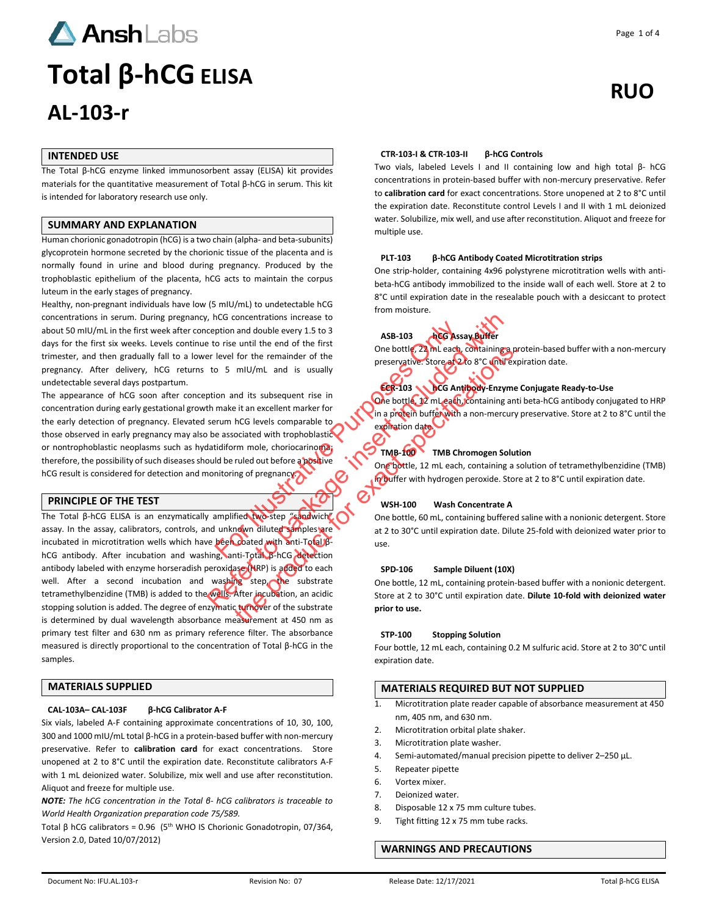# Ansh Labs

# Total β-hCG ELISA

# AL-103-r

**RUO**

## INTENDED USE

The Total β-hCG enzyme linked immunosorbent assay (ELISA) kit provides materials for the quantitative measurement of Total β-hCG in serum. This kit is intended for laboratory research use only.

## SUMMARY AND EXPLANATION

Human chorionic gonadotropin (hCG) is a two chain (alpha- and beta-subunits) glycoprotein hormone secreted by the chorionic tissue of the placenta and is normally found in urine and blood during pregnancy. Produced by the trophoblastic epithelium of the placenta, hCG acts to maintain the corpus luteum in the early stages of pregnancy.

Healthy, non-pregnant individuals have low (5 mIU/mL) to undetectable hCG concentrations in serum. During pregnancy, hCG concentrations increase to about 50 mIU/mL in the first week after conception and double every 1.5 to 3 days for the first six weeks. Levels continue to rise until the end of the first trimester, and then gradually fall to a lower level for the remainder of the pregnancy. After delivery, hCG returns to 5 mIU/mL and is usually undetectable several days postpartum.

The appearance of hCG soon after conception and its subsequent rise in concentration during early gestational growth make it an excellent marker for the early detection of pregnancy. Elevated serum hCG levels comparable to those observed in early pregnancy may also be associated with trophoblastic or nontrophoblastic neoplasms such as hydatidiform mole, choriocarinoma; therefore, the possibility of such diseases should be ruled out before a positive hCG result is considered for detection and monitoring of pregnancy.

## PRINCIPLE OF THE TEST

The Total β-hCG ELISA is an enzymatically amplified two-step "sandwich" assay. In the assay, calibrators, controls, and unknown diluted samples are incubated in microtitration wells which have been coated with anti-Total β-hCG antibody. After incubation and washing, anti-Total β-hCG detection antibody labeled with enzyme horseradish peroxidase (HRP) is added to each well. After a second incubation and washing step, the substrate tetramethylbenzidine (TMB) is added to the wells. After incubation, an acidic stopping solution is added. The degree of enzymatic turnover of the substrate is determined by dual wavelength absorbance measurement at 450 nm as primary test filter and 630 nm as primary reference filter. The absorbance measured is directly proportional to the concentration of Total β-hCG in the samples.

## MATERIALS SUPPLIED

**CAL-103A– CAL-103F β-hCG Calibrator A-F**

Six vials, labeled A-F containing approximate concentrations of 10, 30, 100, 300 and 1000 mIU/mL total β-hCG in a protein-based buffer with non-mercury preservative. Refer to **calibration card** for exact concentrations. Store unopened at 2 to 8°C until the expiration date. Reconstitute calibrators A-F with 1 mL deionized water. Solubilize, mix well and use after reconstitution. Aliquot and freeze for multiple use.

***NOTE:*** *The hCG concentration in the Total β- hCG calibrators is traceable to World Health Organization preparation code 75/589.*

Total β hCG calibrators = 0.96 (5th WHO IS Chorionic Gonadotropin, 07/364, Version 2.0, Dated 10/07/2012)

**CTR-103-I & CTR-103-II β-hCG Controls**

Two vials, labeled Levels I and II containing low and high total β- hCG concentrations in protein-based buffer with non-mercury preservative. Refer to **calibration card** for exact concentrations. Store unopened at 2 to 8°C until the expiration date. Reconstitute control Levels I and II with 1 mL deionized water. Solubilize, mix well, and use after reconstitution. Aliquot and freeze for multiple use.

**PLT-103 β-hCG Antibody Coated Microtitration strips**

One strip-holder, containing 4x96 polystyrene microtitration wells with anti-beta-hCG antibody immobilized to the inside wall of each well. Store at 2 to 8°C until expiration date in the resealable pouch with a desiccant to protect from moisture.

**ASB-103 hCG Assay Buffer**

One bottle, 22 mL each, containing a protein-based buffer with a non-mercury preservative. Store at 2 to 8°C until expiration date.

**ECR-103 hCG Antibody-Enzyme Conjugate Ready-to-Use**

One bottle, 12 mL each, containing anti beta-hCG antibody conjugated to HRP in a protein buffer with a non-mercury preservative. Store at 2 to 8°C until the expiration date.

**TMB-100 TMB Chromogen Solution**

One bottle, 12 mL each, containing a solution of tetramethylbenzidine (TMB) in buffer with hydrogen peroxide. Store at 2 to 8°C until expiration date.

**WSH-100 Wash Concentrate A**

One bottle, 60 mL, containing buffered saline with a nonionic detergent. Store at 2 to 30°C until expiration date. Dilute 25-fold with deionized water prior to use.

**SPD-106 Sample Diluent (10X)**

One bottle, 12 mL, containing protein-based buffer with a nonionic detergent. Store at 2 to 30°C until expiration date. **Dilute 10-fold with deionized water prior to use.**

**STP-100 Stopping Solution**

Four bottle, 12 mL each, containing 0.2 M sulfuric acid. Store at 2 to 30°C until expiration date.

## MATERIALS REQUIRED BUT NOT SUPPLIED

1. Microtitration plate reader capable of absorbance measurement at 450 nm, 405 nm, and 630 nm.
2. Microtitration orbital plate shaker.
3. Microtitration plate washer.
4. Semi-automated/manual precision pipette to deliver 2–250 µL.
5. Repeater pipette
6. Vortex mixer.
7. Deionized water.
8. Disposable 12 x 75 mm culture tubes.
9. Tight fitting 12 x 75 mm tube racks.

## WARNINGS AND PRECAUTIONS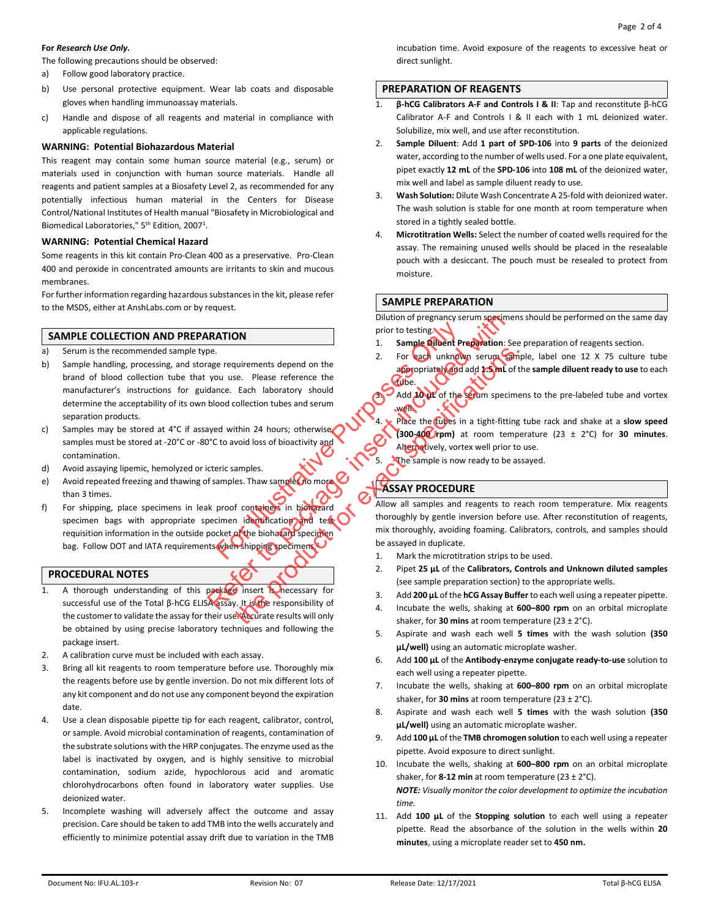**For *Research Use Only.***

The following precautions should be observed:

a) Follow good laboratory practice.

b) Use personal protective equipment. Wear lab coats and disposable gloves when handling immunoassay materials.

c) Handle and dispose of all reagents and material in compliance with applicable regulations.

**WARNING: Potential Biohazardous Material**

This reagent may contain some human source material (e.g., serum) or materials used in conjunction with human source materials. Handle all reagents and patient samples at a Biosafety Level 2, as recommended for any potentially infectious human material in the Centers for Disease Control/National Institutes of Health manual "Biosafety in Microbiological and Biomedical Laboratories," 5th Edition, 2007[1].

**WARNING: Potential Chemical Hazard**

Some reagents in this kit contain Pro-Clean 400 as a preservative. Pro-Clean 400 and peroxide in concentrated amounts are irritants to skin and mucous membranes.

For further information regarding hazardous substances in the kit, please refer to the MSDS, either at AnshLabs.com or by request.

## SAMPLE COLLECTION AND PREPARATION

a) Serum is the recommended sample type.

b) Sample handling, processing, and storage requirements depend on the brand of blood collection tube that you use. Please reference the manufacturer's instructions for guidance. Each laboratory should determine the acceptability of its own blood collection tubes and serum separation products.

c) Samples may be stored at 4°C if assayed within 24 hours; otherwise samples must be stored at -20°C or -80°C to avoid loss of bioactivity and contamination.

d) Avoid assaying lipemic, hemolyzed or icteric samples.

e) Avoid repeated freezing and thawing of samples. Thaw samples no more than 3 times.

f) For shipping, place specimens in leak proof containers in biohazard specimen bags with appropriate specimen identification and test requisition information in the outside pocket of the biohazard specimen bag. Follow DOT and IATA requirements when shipping specimens[2].

## PROCEDURAL NOTES

1. A thorough understanding of this package insert is necessary for successful use of the Total β-hCG ELISA assay. It is the responsibility of the customer to validate the assay for their use. Accurate results will only be obtained by using precise laboratory techniques and following the package insert.
2. A calibration curve must be included with each assay.
3. Bring all kit reagents to room temperature before use. Thoroughly mix the reagents before use by gentle inversion. Do not mix different lots of any kit component and do not use any component beyond the expiration date.
4. Use a clean disposable pipette tip for each reagent, calibrator, control, or sample. Avoid microbial contamination of reagents, contamination of the substrate solutions with the HRP conjugates. The enzyme used as the label is inactivated by oxygen, and is highly sensitive to microbial contamination, sodium azide, hypochlorous acid and aromatic chlorohydrocarbons often found in laboratory water supplies. Use deionized water.
5. Incomplete washing will adversely affect the outcome and assay precision. Care should be taken to add TMB into the wells accurately and efficiently to minimize potential assay drift due to variation in the TMB incubation time. Avoid exposure of the reagents to excessive heat or direct sunlight.

## PREPARATION OF REAGENTS

1. **β-hCG Calibrators A-F and Controls I & II**: Tap and reconstitute β-hCG Calibrator A-F and Controls I & II each with 1 mL deionized water. Solubilize, mix well, and use after reconstitution.
2. **Sample Diluent**: Add **1 part of SPD-106** into **9 parts** of the deionized water, according to the number of wells used. For a one plate equivalent, pipet exactly **12 mL** of the **SPD-106** into **108 mL** of the deionized water, mix well and label as sample diluent ready to use.
3. **Wash Solution:** Dilute Wash Concentrate A 25-fold with deionized water. The wash solution is stable for one month at room temperature when stored in a tightly sealed bottle.
4. **Microtitration Wells:** Select the number of coated wells required for the assay. The remaining unused wells should be placed in the resealable pouch with a desiccant. The pouch must be resealed to protect from moisture.

## SAMPLE PREPARATION

Dilution of pregnancy serum specimens should be performed on the same day prior to testing.

1. **Sample Diluent Preparation**: See preparation of reagents section.
2. For each unknown serum sample, label one 12 X 75 culture tube appropriately and add **1.5 mL** of the **sample diluent ready to use** to each tube.
3. Add **10 µL** of the serum specimens to the pre-labeled tube and vortex well.
4. Place the tubes in a tight-fitting tube rack and shake at a **slow speed (300-400 rpm)** at room temperature (23 ± 2°C) for **30 minutes**. Alternatively, vortex well prior to use.
5. The sample is now ready to be assayed.

## ASSAY PROCEDURE

Allow all samples and reagents to reach room temperature. Mix reagents thoroughly by gentle inversion before use. After reconstitution of reagents, mix thoroughly, avoiding foaming. Calibrators, controls, and samples should be assayed in duplicate.

1. Mark the microtitration strips to be used.
2. Pipet **25 µL** of the **Calibrators, Controls and Unknown diluted samples** (see sample preparation section) to the appropriate wells.
3. Add **200 µL** of the **hCG Assay Buffer** to each well using a repeater pipette.
4. Incubate the wells, shaking at **600–800 rpm** on an orbital microplate shaker, for **30 mins** at room temperature (23 ± 2°C).
5. Aspirate and wash each well **5 times** with the wash solution **(350 µL/well)** using an automatic microplate washer.
6. Add **100 µL** of the **Antibody-enzyme conjugate ready-to-use** solution to each well using a repeater pipette.
7. Incubate the wells, shaking at **600–800 rpm** on an orbital microplate shaker, for **30 mins** at room temperature (23 ± 2°C).
8. Aspirate and wash each well **5 times** with the wash solution **(350 µL/well)** using an automatic microplate washer.
9. Add **100 µL** of the **TMB chromogen solution** to each well using a repeater pipette. Avoid exposure to direct sunlight.
10. Incubate the wells, shaking at **600–800 rpm** on an orbital microplate shaker, for **8-12 min** at room temperature (23 ± 2°C).
    ***NOTE:** Visually monitor the color development to optimize the incubation time.*
11. Add **100 µL** of the **Stopping solution** to each well using a repeater pipette. Read the absorbance of the solution in the wells within **20 minutes**, using a microplate reader set to **450 nm.**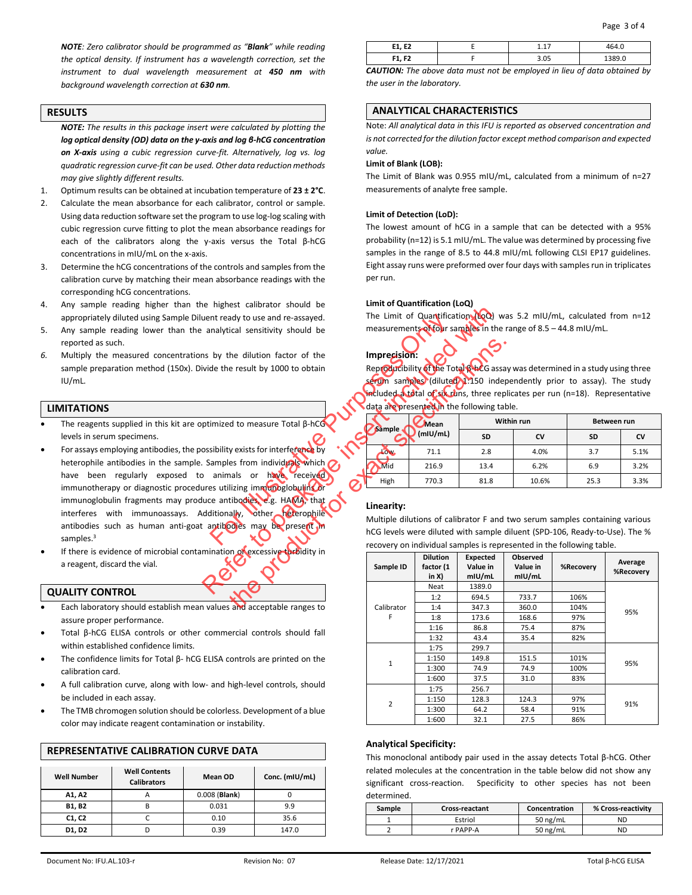*NOTE: Zero calibrator should be programmed as "**Blank**" while reading the optical density. If instrument has a wavelength correction, set the instrument to dual wavelength measurement at **450 nm** with background wavelength correction at **630 nm**.*

## RESULTS

***NOTE:** The results in this package insert were calculated by plotting the **log optical density (OD) data on the y-axis and log β-hCG concentration on X-axis** using a cubic regression curve-fit. Alternatively, log vs. log quadratic regression curve-fit can be used. Other data reduction methods may give slightly different results.*

1. Optimum results can be obtained at incubation temperature of **23 ± 2°C**.
2. Calculate the mean absorbance for each calibrator, control or sample. Using data reduction software set the program to use log-log scaling with cubic regression curve fitting to plot the mean absorbance readings for each of the calibrators along the y-axis versus the Total β-hCG concentrations in mIU/mL on the x-axis.
3. Determine the hCG concentrations of the controls and samples from the calibration curve by matching their mean absorbance readings with the corresponding hCG concentrations.
4. Any sample reading higher than the highest calibrator should be appropriately diluted using Sample Diluent ready to use and re-assayed.
5. Any sample reading lower than the analytical sensitivity should be reported as such.
6. Multiply the measured concentrations by the dilution factor of the sample preparation method (150x). Divide the result by 1000 to obtain IU/mL.

## LIMITATIONS

- The reagents supplied in this kit are optimized to measure Total β-hCG levels in serum specimens.
- For assays employing antibodies, the possibility exists for interference by heterophile antibodies in the sample. Samples from individuals which have been regularly exposed to animals or have received immunotherapy or diagnostic procedures utilizing immunoglobulins or immunoglobulin fragments may produce antibodies, e.g. HAMA, that interferes with immunoassays. Additionally, other heterophile antibodies such as human anti-goat antibodies may be present in samples.[3]
- If there is evidence of microbial contamination or excessive turbidity in a reagent, discard the vial.

## QUALITY CONTROL

- Each laboratory should establish mean values and acceptable ranges to assure proper performance.
- Total β-hCG ELISA controls or other commercial controls should fall within established confidence limits.
- The confidence limits for Total β- hCG ELISA controls are printed on the calibration card.
- A full calibration curve, along with low- and high-level controls, should be included in each assay.
- The TMB chromogen solution should be colorless. Development of a blue color may indicate reagent contamination or instability.

## REPRESENTATIVE CALIBRATION CURVE DATA

| Well Number | Well Contents Calibrators | Mean OD | Conc. (mIU/mL) |
|---|---|---|---|
| A1, A2 | A | 0.008 (**Blank**) | 0 |
| B1, B2 | B | 0.031 | 9.9 |
| C1, C2 | C | 0.10 | 35.6 |
| D1, D2 | D | 0.39 | 147.0 |
| E1, E2 | E | 1.17 | 464.0 |
| F1, F2 | F | 3.05 | 1389.0 |

***CAUTION:** The above data must not be employed in lieu of data obtained by the user in the laboratory.*

## ANALYTICAL CHARACTERISTICS

Note: *All analytical data in this IFU is reported as observed concentration and is not corrected for the dilution factor except method comparison and expected value.*

**Limit of Blank (LOB):**

The Limit of Blank was 0.955 mIU/mL, calculated from a minimum of n=27 measurements of analyte free sample.

**Limit of Detection (LoD):**

The lowest amount of hCG in a sample that can be detected with a 95% probability (n=12) is 5.1 mIU/mL. The value was determined by processing five samples in the range of 8.5 to 44.8 mIU/mL following CLSI EP17 guidelines. Eight assay runs were preformed over four days with samples run in triplicates per run.

**Limit of Quantification (LoQ)**

The Limit of Quantification (LoQ) was 5.2 mIU/mL, calculated from n=12 measurements of four samples in the range of 8.5 – 44.8 mIU/mL.

**Imprecision:**

Reproducibility of the Total β-hCG assay was determined in a study using three serum samples (diluted 1:150 independently prior to assay). The study included a total of six runs, three replicates per run (n=18). Representative data are presented in the following table.

| Sample | Mean (mIU/mL) | Within run | | Between run | |
|---|---|---|---|---|---|
| | | SD | CV | SD | CV |
| Low | 71.1 | 2.8 | 4.0% | 3.7 | 5.1% |
| Mid | 216.9 | 13.4 | 6.2% | 6.9 | 3.2% |
| High | 770.3 | 81.8 | 10.6% | 25.3 | 3.3% |

**Linearity:**

Multiple dilutions of calibrator F and two serum samples containing various hCG levels were diluted with sample diluent (SPD-106, Ready-to-Use). The % recovery on individual samples is represented in the following table.

| Sample ID | Dilution factor (1 in X) | Expected Value in mIU/mL | Observed Value in mIU/mL | %Recovery | Average %Recovery |
|---|---|---|---|---|---|
| Calibrator F | Neat | 1389.0 | | | 95% |
| | 1:2 | 694.5 | 733.7 | 106% | |
| | 1:4 | 347.3 | 360.0 | 104% | |
| | 1:8 | 173.6 | 168.6 | 97% | |
| | 1:16 | 86.8 | 75.4 | 87% | |
| | 1:32 | 43.4 | 35.4 | 82% | |
| 1 | 1:75 | 299.7 | | | 95% |
| | 1:150 | 149.8 | 151.5 | 101% | |
| | 1:300 | 74.9 | 74.9 | 100% | |
| | 1:600 | 37.5 | 31.0 | 83% | |
| 2 | 1:75 | 256.7 | | | 91% |
| | 1:150 | 128.3 | 124.3 | 97% | |
| | 1:300 | 64.2 | 58.4 | 91% | |
| | 1:600 | 32.1 | 27.5 | 86% | |

**Analytical Specificity:**

This monoclonal antibody pair used in the assay detects Total β-hCG. Other related molecules at the concentration in the table below did not show any significant cross-reaction. Specificity to other species has not been determined.

| Sample | Cross-reactant | Concentration | % Cross-reactivity |
|---|---|---|---|
| 1 | Estriol | 50 ng/mL | ND |
| 2 | r PAPP-A | 50 ng/mL | ND |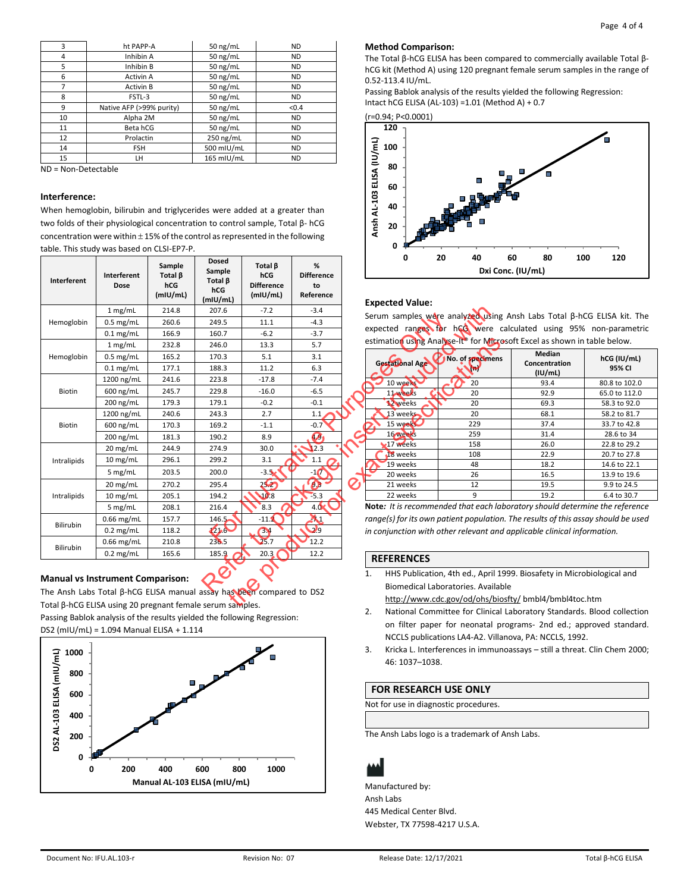| | | | |
|---|---|---|---|
| 3 | ht PAPP-A | 50 ng/mL | ND |
| 4 | Inhibin A | 50 ng/mL | ND |
| 5 | Inhibin B | 50 ng/mL | ND |
| 6 | Activin A | 50 ng/mL | ND |
| 7 | Activin B | 50 ng/mL | ND |
| 8 | FSTL-3 | 50 ng/mL | ND |
| 9 | Native AFP (>99% purity) | 50 ng/mL | <0.4 |
| 10 | Alpha 2M | 50 ng/mL | ND |
| 11 | Beta hCG | 50 ng/mL | ND |
| 12 | Prolactin | 250 ng/mL | ND |
| 14 | FSH | 500 mIU/mL | ND |
| 15 | LH | 165 mIU/mL | ND |

ND = Non-Detectable

### Interference:

When hemoglobin, bilirubin and triglycerides were added at a greater than two folds of their physiological concentration to control sample, Total β- hCG concentration were within ± 15% of the control as represented in the following table. This study was based on CLSI-EP7-P.

| Interferent | Interferent Dose | Sample Total β hCG (mIU/mL) | Dosed Sample Total β hCG (mIU/mL) | Total β hCG Difference (mIU/mL) | % Difference to Reference |
|---|---|---|---|---|---|
| Hemoglobin | 1 mg/mL | 214.8 | 207.6 | -7.2 | -3.4 |
| | 0.5 mg/mL | 260.6 | 249.5 | 11.1 | -4.3 |
| | 0.1 mg/mL | 166.9 | 160.7 | -6.2 | -3.7 |
| Hemoglobin | 1 mg/mL | 232.8 | 246.0 | 13.3 | 5.7 |
| | 0.5 mg/mL | 165.2 | 170.3 | 5.1 | 3.1 |
| | 0.1 mg/mL | 177.1 | 188.3 | 11.2 | 6.3 |
| Biotin | 1200 ng/mL | 241.6 | 223.8 | -17.8 | -7.4 |
| | 600 ng/mL | 245.7 | 229.8 | -16.0 | -6.5 |
| | 200 ng/mL | 179.3 | 179.1 | -0.2 | -0.1 |
| Biotin | 1200 ng/mL | 240.6 | 243.3 | 2.7 | 1.1 |
| | 600 ng/mL | 170.3 | 169.2 | -1.1 | -0.7 |
| | 200 ng/mL | 181.3 | 190.2 | 8.9 | 4.9 |
| Intralipids | 20 mg/mL | 244.9 | 274.9 | 30.0 | 12.3 |
| | 10 mg/mL | 296.1 | 299.2 | 3.1 | 1.1 |
| | 5 mg/mL | 203.5 | 200.0 | -3.5 | -1.7 |
| Intralipids | 20 mg/mL | 270.2 | 295.4 | 25.2 | 9.3 |
| | 10 mg/mL | 205.1 | 194.2 | -10.8 | -5.3 |
| | 5 mg/mL | 208.1 | 216.4 | 8.3 | 4.0 |
| Bilirubin | 0.66 mg/mL | 157.7 | 146.5 | -11.2 | -7.1 |
| | 0.2 mg/mL | 118.2 | 121.6 | 3.4 | 2.9 |
| Bilirubin | 0.66 mg/mL | 210.8 | 236.5 | 25.7 | 12.2 |
| | 0.2 mg/mL | 165.6 | 185.9 | 20.3 | 12.2 |

### Manual vs Instrument Comparison:

The Ansh Labs Total β-hCG ELISA manual assay has been compared to DS2 Total β-hCG ELISA using 20 pregnant female serum samples.

Passing Bablok analysis of the results yielded the following Regression:
DS2 (mIU/mL) = 1.094 Manual ELISA + 1.114

DS2 AL-103 ELISA (mIU/mL)
0
200
400
600
800
1000
0 200 400 600 800 1000
Manual AL-103 ELISA (mIU/mL)

### Method Comparison:

The Total β-hCG ELISA has been compared to commercially available Total β-hCG kit (Method A) using 120 pregnant female serum samples in the range of 0.52-113.4 IU/mL.

Passing Bablok analysis of the results yielded the following Regression:
Intact hCG ELISA (AL-103) =1.01 (Method A) + 0.7

(r=0.94; P<0.0001)

Ansh AL-103 ELISA (IU/mL)
0
20
40
60
80
100
120
0 20 40 60 80 100 120
Dxi Conc. (IU/mL)

### Expected Value:

Serum samples were analyzed using Ansh Labs Total β-hCG ELISA kit. The expected ranges for hCG were calculated using 95% non-parametric estimation using Analyse-It® for Microsoft Excel as shown in table below.

| Gestational Age | No. of specimens (n) | Median Concentration (IU/mL) | hCG (IU/mL) 95% CI |
|---|---|---|---|
| 10 weeks | 20 | 93.4 | 80.8 to 102.0 |
| 11 weeks | 20 | 92.9 | 65.0 to 112.0 |
| 12 weeks | 20 | 69.3 | 58.3 to 92.0 |
| 13 weeks | 20 | 68.1 | 58.2 to 81.7 |
| 15 weeks | 229 | 37.4 | 33.7 to 42.8 |
| 16 weeks | 259 | 31.4 | 28.6 to 34 |
| 17 weeks | 158 | 26.0 | 22.8 to 29.2 |
| 18 weeks | 108 | 22.9 | 20.7 to 27.8 |
| 19 weeks | 48 | 18.2 | 14.6 to 22.1 |
| 20 weeks | 26 | 16.5 | 13.9 to 19.6 |
| 21 weeks | 12 | 19.5 | 9.9 to 24.5 |
| 22 weeks | 9 | 19.2 | 6.4 to 30.7 |

**Note:** *It is recommended that each laboratory should determine the reference range(s) for its own patient population. The results of this assay should be used in conjunction with other relevant and applicable clinical information.*

For Illustrative Purposes Only. Refer to the product package insert included with the product for exact specifications.

## REFERENCES

1. HHS Publication, 4th ed., April 1999. Biosafety in Microbiological and Biomedical Laboratories. Available http://www.cdc.gov/od/ohs/biosfty/ bmbl4/bmbl4toc.htm
2. National Committee for Clinical Laboratory Standards. Blood collection on filter paper for neonatal programs- 2nd ed.; approved standard. NCCLS publications LA4-A2. Villanova, PA: NCCLS, 1992.
3. Kricka L. Interferences in immunoassays – still a threat. Clin Chem 2000; 46: 1037–1038.

## FOR RESEARCH USE ONLY

Not for use in diagnostic procedures.

The Ansh Labs logo is a trademark of Ansh Labs.

Manufactured by:
Ansh Labs
445 Medical Center Blvd.
Webster, TX 77598-4217 U.S.A.

Document No: IFU.AL.103-r    Revision No: 07    Release Date: 12/17/2021    Total β-hCG ELISA